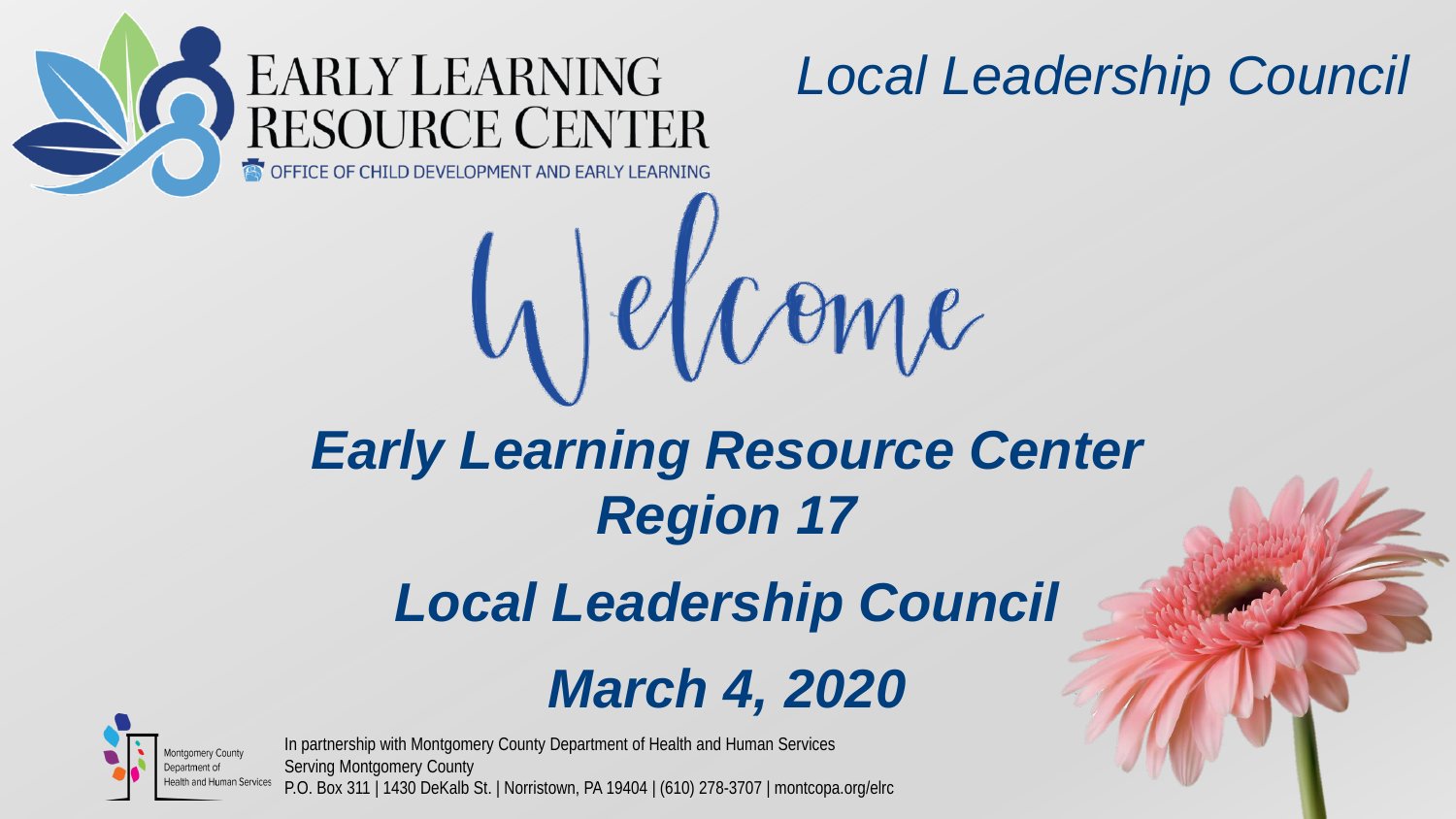EARLY LEARNING RESOURCE CENTER

OFFICE OF CHILD DEVELOPMENT AND EARLY LEARNING

*Local Leadership Council*

# Welcome

## *Early Learning Resource Center Region 17*

## *Local Leadership Council*

## *March 4, 2020*

Montgomery County Department of Health and Human Services

In partnership with Montgomery County Department of Health and Human Services
Serving Montgomery County
P.O. Box 311 | 1430 DeKalb St. | Norristown, PA 19404 | (610) 278-3707 | montcopa.org/elrc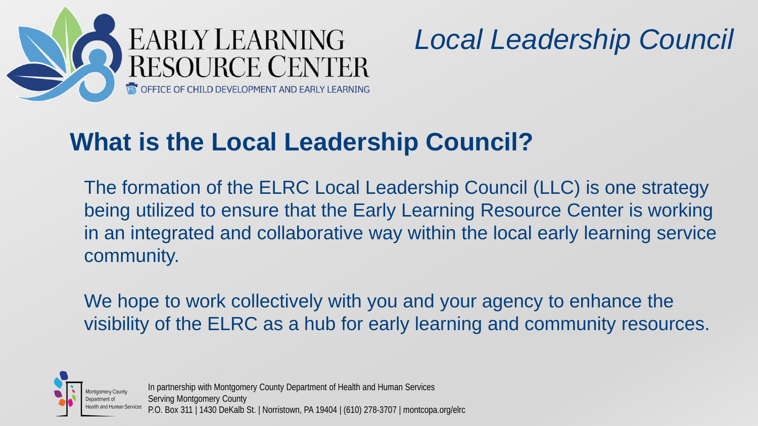# What is the Local Leadership Council?

The formation of the ELRC Local Leadership Council (LLC) is one strategy being utilized to ensure that the Early Learning Resource Center is working in an integrated and collaborative way within the local early learning service community.

We hope to work collectively with you and your agency to enhance the visibility of the ELRC as a hub for early learning and community resources.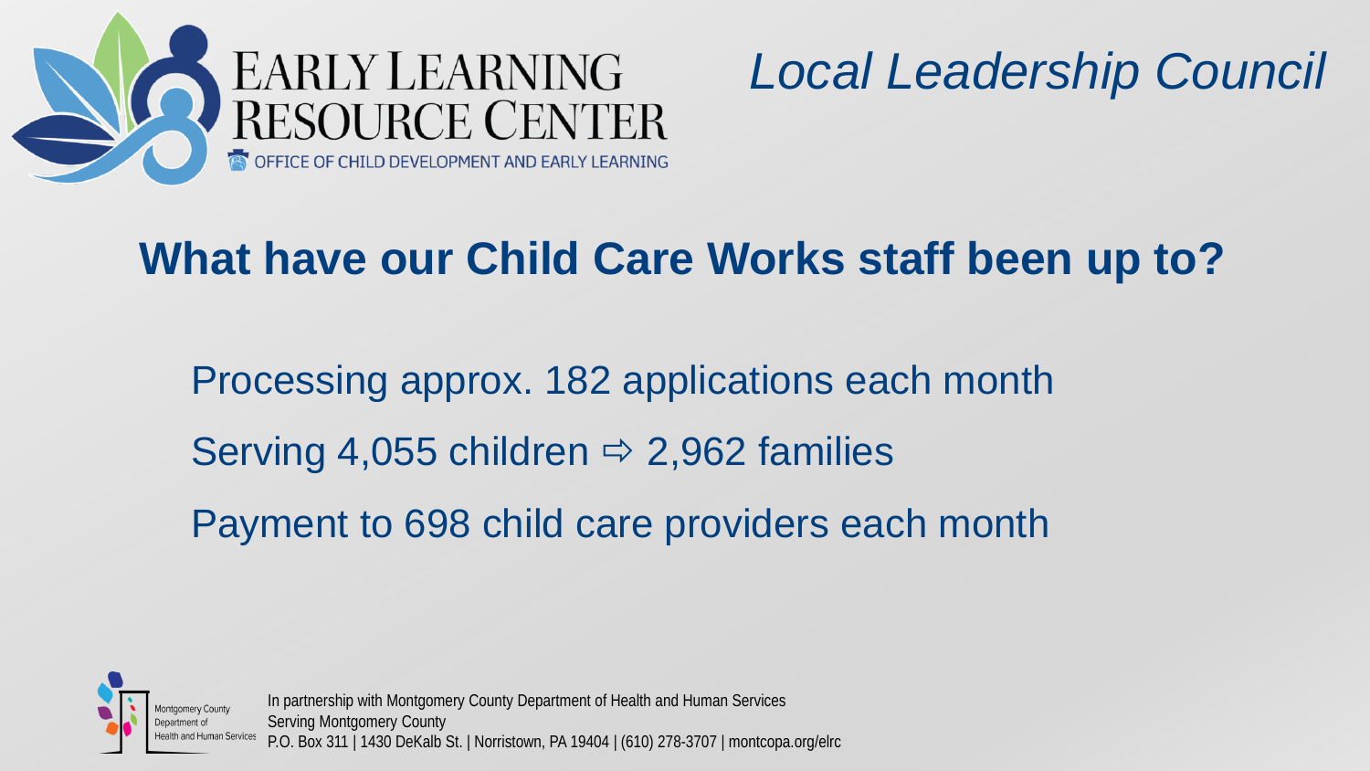EARLY LEARNING RESOURCE CENTER

OFFICE OF CHILD DEVELOPMENT AND EARLY LEARNING

*Local Leadership Council*

## What have our Child Care Works staff been up to?

Processing approx. 182 applications each month

Serving 4,055 children ⇨ 2,962 families

Payment to 698 child care providers each month

Montgomery County Department of Health and Human Services

In partnership with Montgomery County Department of Health and Human Services
Serving Montgomery County
P.O. Box 311 | 1430 DeKalb St. | Norristown, PA 19404 | (610) 278-3707 | montcopa.org/elrc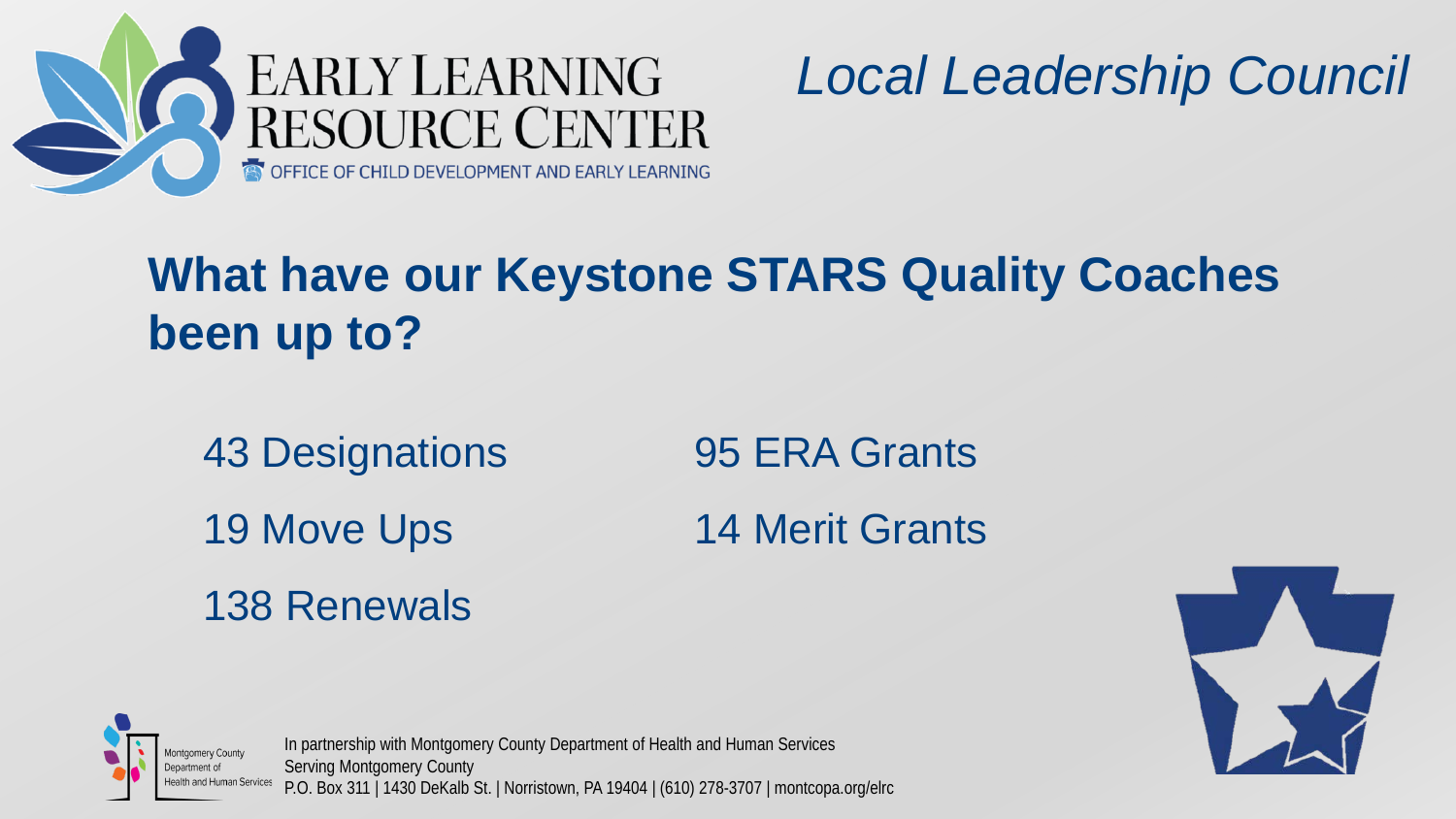EARLY LEARNING RESOURCE CENTER
OFFICE OF CHILD DEVELOPMENT AND EARLY LEARNING

*Local Leadership Council*

# What have our Keystone STARS Quality Coaches been up to?

- 43 Designations
- 19 Move Ups
- 138 Renewals
- 95 ERA Grants
- 14 Merit Grants

Montgomery County Department of Health and Human Services

In partnership with Montgomery County Department of Health and Human Services
Serving Montgomery County
P.O. Box 311 | 1430 DeKalb St. | Norristown, PA 19404 | (610) 278-3707 | montcopa.org/elrc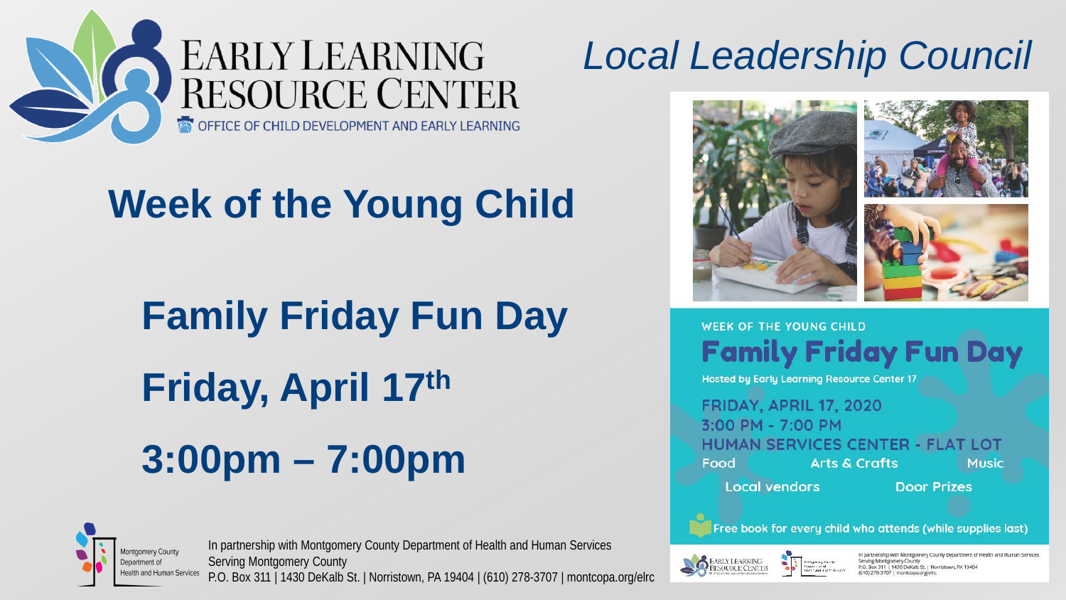# Early Learning Resource Center

Office of Child Development and Early Learning

## *Local Leadership Council*

## Week of the Young Child

### Family Friday Fun Day

### Friday, April $17^{th}$

### 3:00pm – 7:00pm

WEEK OF THE YOUNG CHILD

**Family Friday Fun Day**

Hosted by Early Learning Resource Center 17

FRIDAY, APRIL 17, 2020

3:00 PM - 7:00 PM

HUMAN SERVICES CENTER - FLAT LOT

Food | Arts & Crafts | Music

Local vendors | Door Prizes

Free book for every child who attends (while supplies last)

Montgomery County Department of Health and Human Services

In partnership with Montgomery County Department of Health and Human Services
Serving Montgomery County
P.O. Box 311 | 1430 DeKalb St. | Norristown, PA 19404 | (610) 278-3707 | montcopa.org/elrc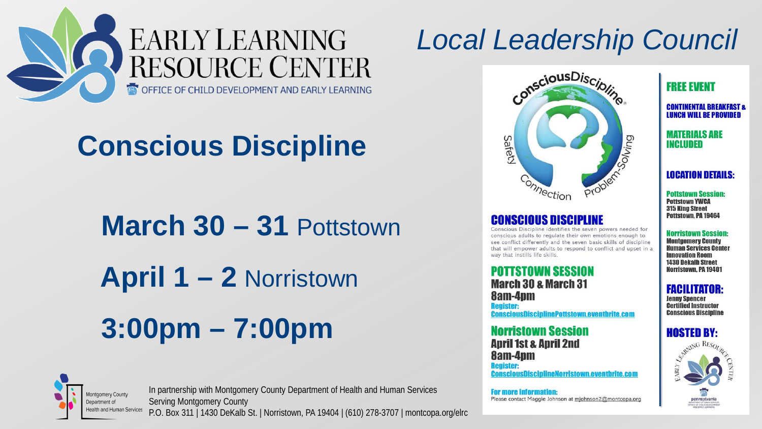# Early Learning Resource Center

Office of Child Development and Early Learning

# *Local Leadership Council*

## Conscious Discipline

**March 30 – 31** Pottstown

**April 1 – 2** Norristown

**3:00pm – 7:00pm**

ConsciousDiscipline®

Safety · Connection · Problem-Solving

### CONSCIOUS DISCIPLINE

Conscious Discipline identifies the seven powers needed for conscious adults to regulate their own emotions enough to see conflict differently and the seven basic skills of discipline that will empower adults to respond to conflict and upset in a way that instills life skills.

### POTTSTOWN SESSION

**March 30 & March 31**

**8am-4pm**

**Register:**
ConsciousDisciplinePottstown.eventbrite.com

### Norristown Session

**April 1st & April 2nd**

**8am-4pm**

**Register:**
ConsciousDisciplineNorristown.eventbrite.com

**For more information:**
Please contact Maggie Johnson at mjohnson2@montcopa.org

### FREE EVENT

**CONTINENTAL BREAKFAST & LUNCH WILL BE PROVIDED**

**MATERIALS ARE INCLUDED**

### LOCATION DETAILS:

**Pottstown Session:**
Pottstown YWCA
315 King Street
Pottstown, PA 19464

**Norristown Session:**
Montgomery County
Human Services Center
Innovation Room
1430 Dekalb Street
Norristown, PA 19401

### FACILITATOR:

Jenny Spencer
Certified Instructor
Conscious Discipline

### HOSTED BY:

Early Learning Resource Center

pennsylvania
Department of Human Services
Office of Child Development and Early Learning

Montgomery County Department of Health and Human Services

In partnership with Montgomery County Department of Health and Human Services
Serving Montgomery County
P.O. Box 311 | 1430 DeKalb St. | Norristown, PA 19404 | (610) 278-3707 | montcopa.org/elrc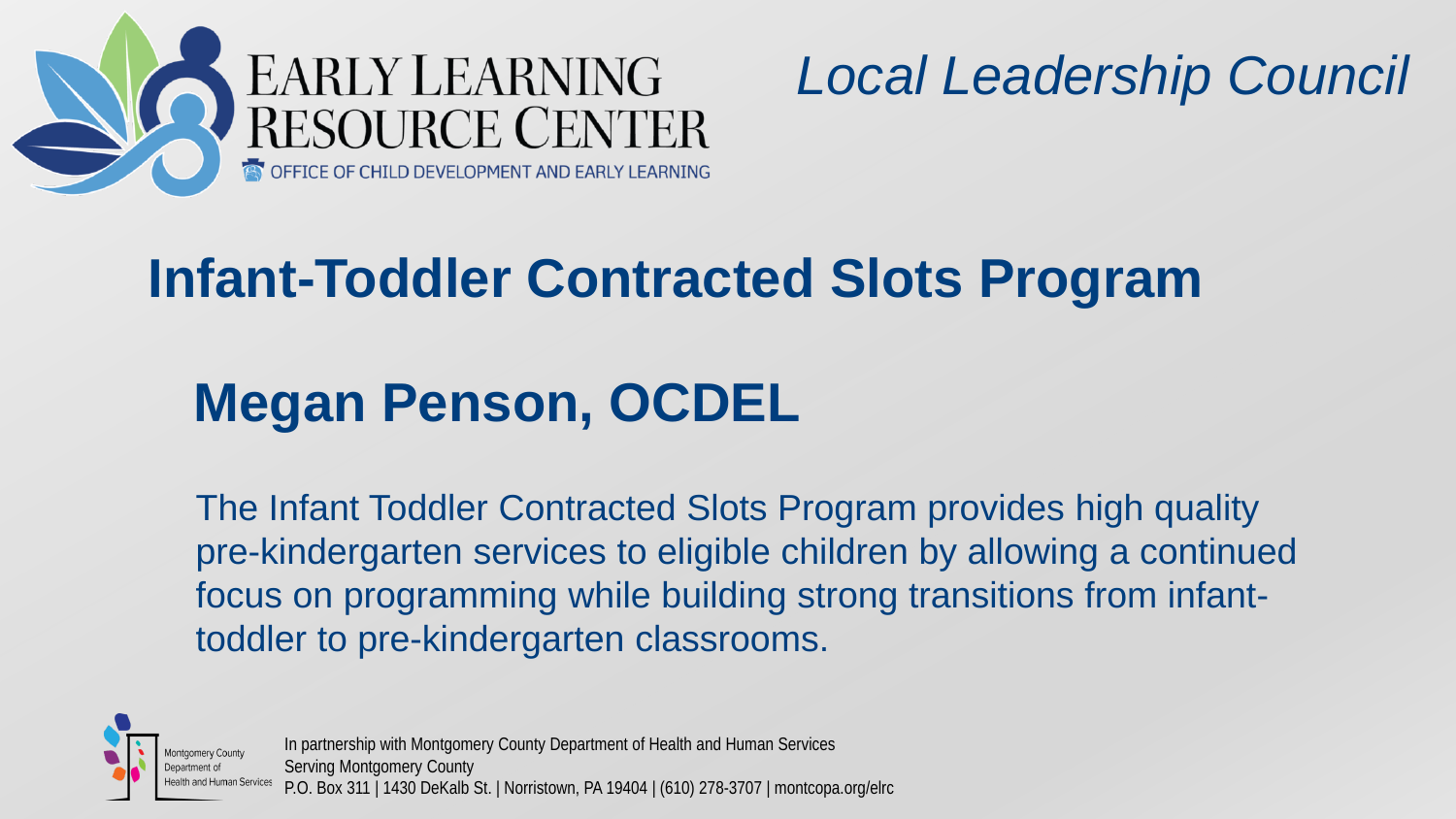EARLY LEARNING RESOURCE CENTER
OFFICE OF CHILD DEVELOPMENT AND EARLY LEARNING

*Local Leadership Council*

# Infant-Toddler Contracted Slots Program

## Megan Penson, OCDEL

The Infant Toddler Contracted Slots Program provides high quality pre-kindergarten services to eligible children by allowing a continued focus on programming while building strong transitions from infant-toddler to pre-kindergarten classrooms.

Montgomery County Department of Health and Human Services

In partnership with Montgomery County Department of Health and Human Services
Serving Montgomery County
P.O. Box 311 | 1430 DeKalb St. | Norristown, PA 19404 | (610) 278-3707 | montcopa.org/elrc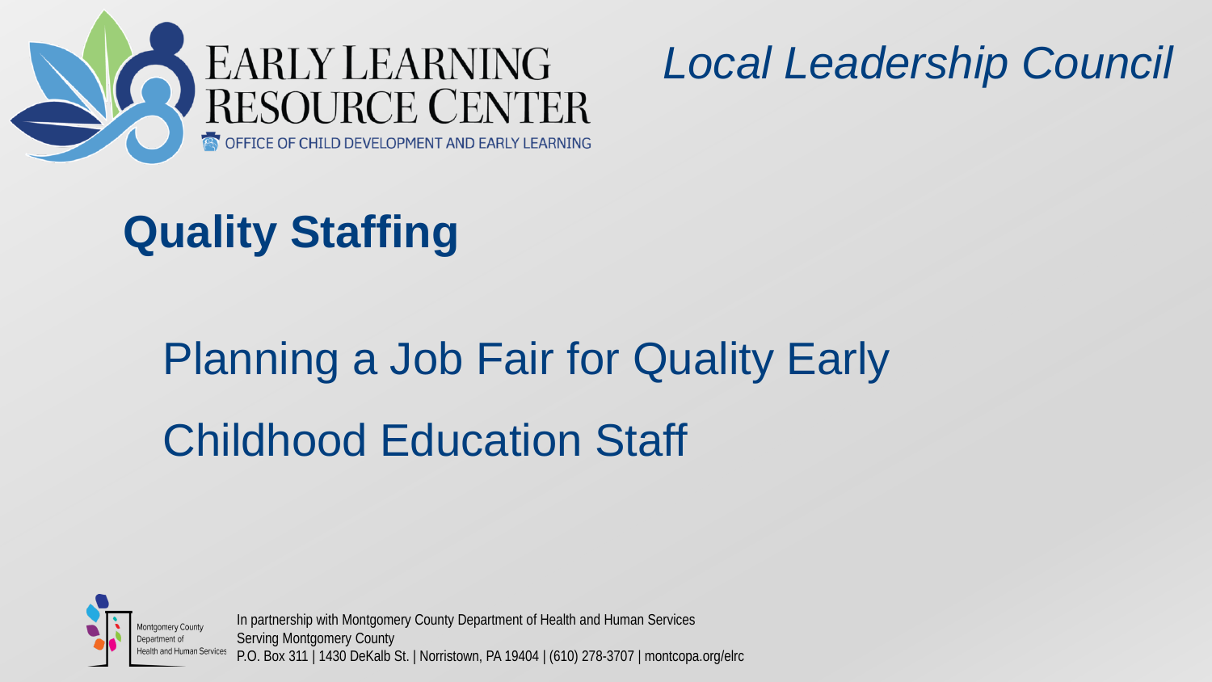EARLY LEARNING RESOURCE CENTER

OFFICE OF CHILD DEVELOPMENT AND EARLY LEARNING

*Local Leadership Council*

# Quality Staffing

## Planning a Job Fair for Quality Early Childhood Education Staff

Montgomery County Department of Health and Human Services

In partnership with Montgomery County Department of Health and Human Services
Serving Montgomery County
P.O. Box 311 | 1430 DeKalb St. | Norristown, PA 19404 | (610) 278-3707 | montcopa.org/elrc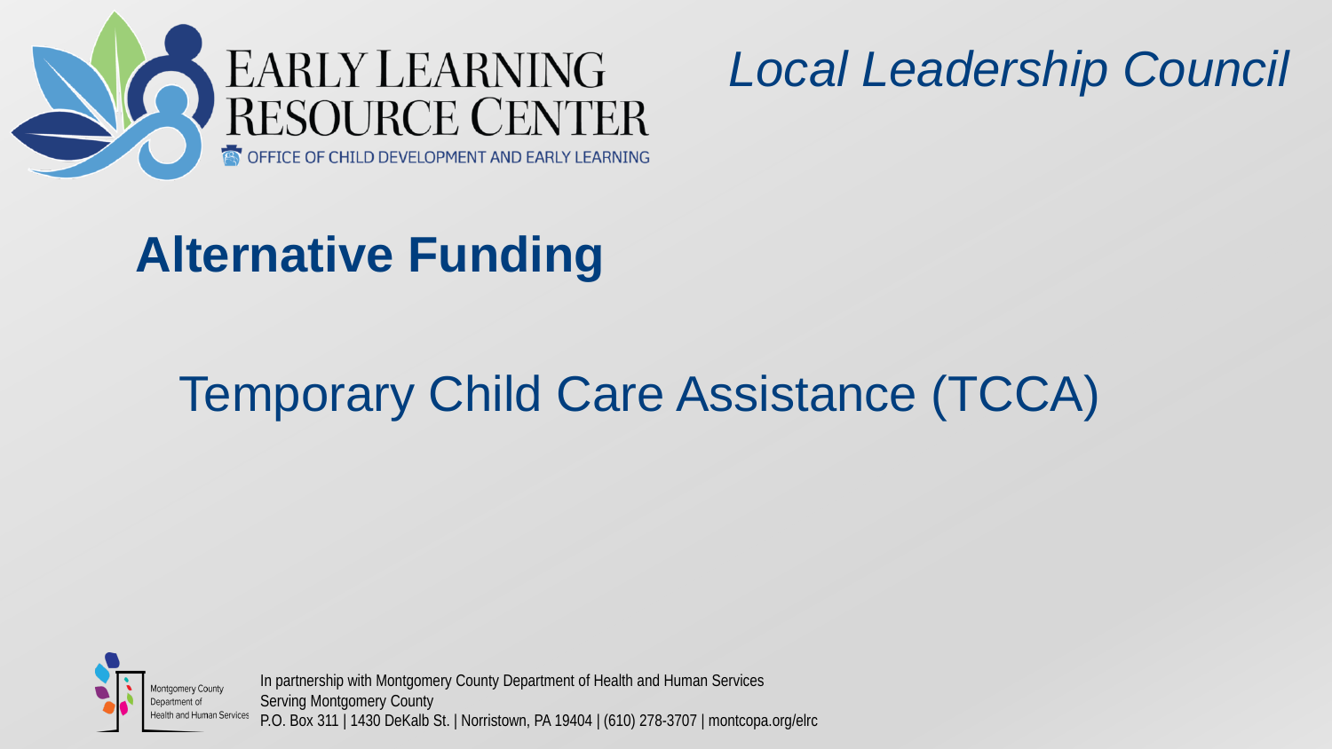EARLY LEARNING RESOURCE CENTER
OFFICE OF CHILD DEVELOPMENT AND EARLY LEARNING

*Local Leadership Council*

# Alternative Funding

## Temporary Child Care Assistance (TCCA)

Montgomery County Department of Health and Human Services

In partnership with Montgomery County Department of Health and Human Services
Serving Montgomery County
P.O. Box 311 | 1430 DeKalb St. | Norristown, PA 19404 | (610) 278-3707 | montcopa.org/elrc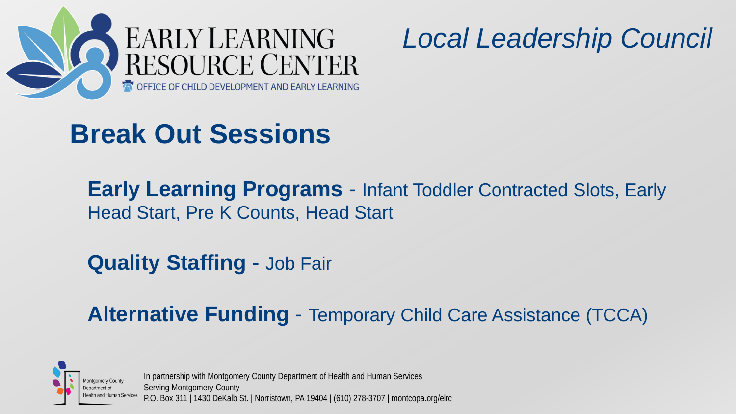EARLY LEARNING RESOURCE CENTER
OFFICE OF CHILD DEVELOPMENT AND EARLY LEARNING

*Local Leadership Council*

# Break Out Sessions

**Early Learning Programs** - Infant Toddler Contracted Slots, Early Head Start, Pre K Counts, Head Start

**Quality Staffing** - Job Fair

**Alternative Funding** - Temporary Child Care Assistance (TCCA)

Montgomery County Department of Health and Human Services

In partnership with Montgomery County Department of Health and Human Services
Serving Montgomery County
P.O. Box 311 | 1430 DeKalb St. | Norristown, PA 19404 | (610) 278-3707 | montcopa.org/elrc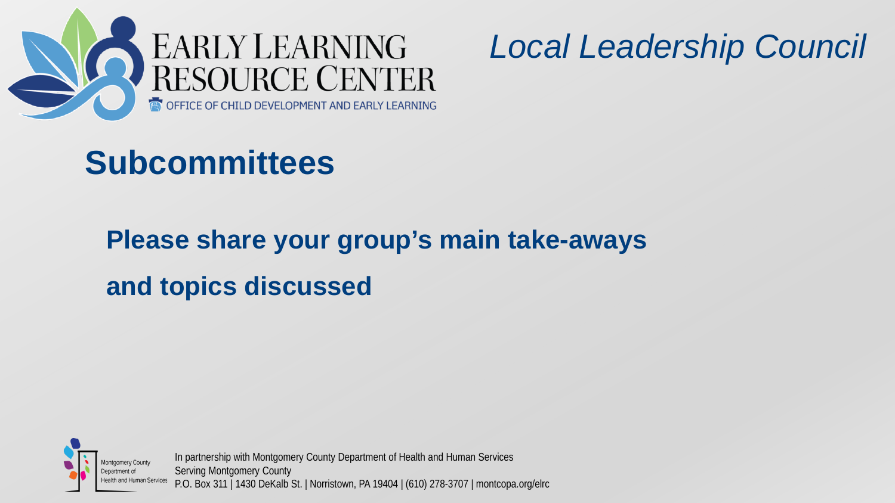# Subcommittees

**Please share your group's main take-aways**

**and topics discussed**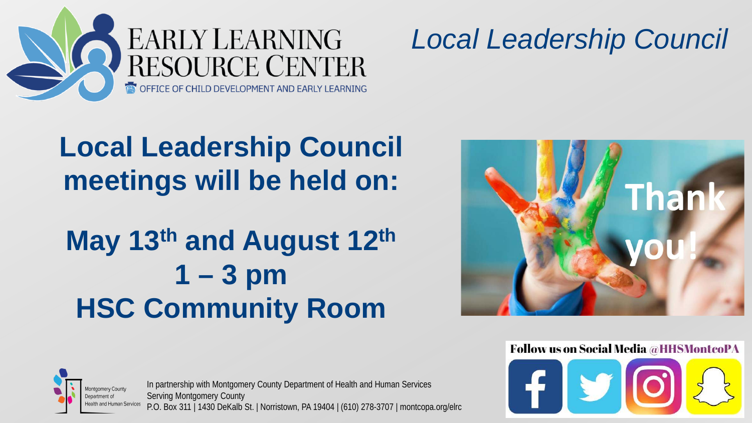EARLY LEARNING RESOURCE CENTER

OFFICE OF CHILD DEVELOPMENT AND EARLY LEARNING

# *Local Leadership Council*

## Local Leadership Council meetings will be held on:

## May 13th and August 12th
## 1 – 3 pm
## HSC Community Room

Thank you!

Follow us on Social Media @HHSMontcoPA

Montgomery County Department of Health and Human Services

In partnership with Montgomery County Department of Health and Human Services
Serving Montgomery County
P.O. Box 311 | 1430 DeKalb St. | Norristown, PA 19404 | (610) 278-3707 | montcopa.org/elrc